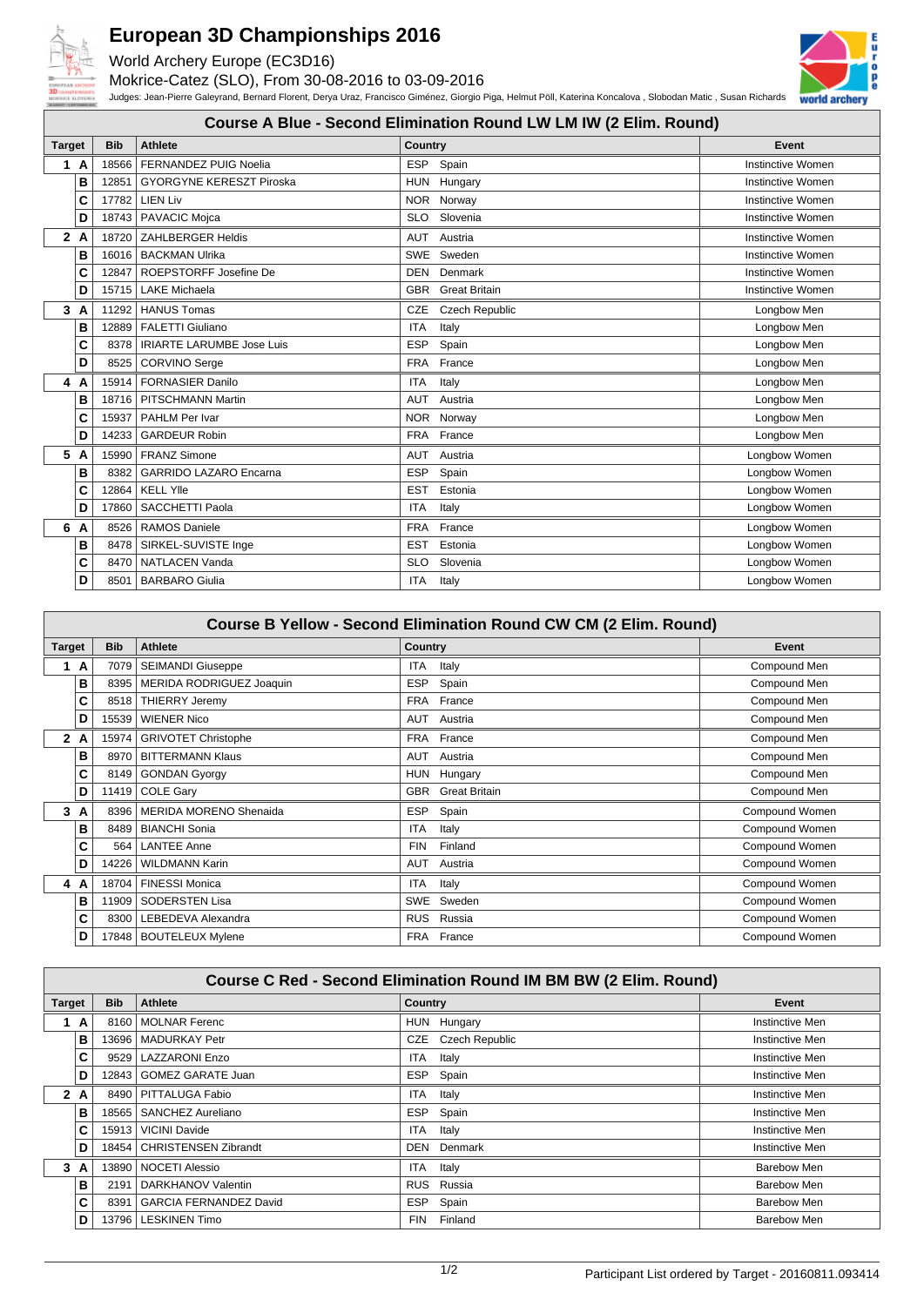# European 3D Championships 2016

World Archery Europe (EC3D16)

Mokrice-Catez (SLO), From 30-08-2016 to 03-09-2016

Judges: Jean-Pierre Galeyrand, Bernard Florent, Derya Uraz, Francisco Giménez, Giorgio Piga, Helmut Pöll, Katerina Koncalova , Slobodan Matic , Susan Richards

## Course A Blue - Second Elimination Round LW LM IW (2 Elim. Round)

| Target | | Bib | Athlete | Country | | Event |
|---|---|---|---|---|---|---|
| 1 | A | 18566 | FERNANDEZ PUIG Noelia | ESP | Spain | Instinctive Women |
| | B | 12851 | GYORGYNE KERESZT Piroska | HUN | Hungary | Instinctive Women |
| | C | 17782 | LIEN Liv | NOR | Norway | Instinctive Women |
| | D | 18743 | PAVACIC Mojca | SLO | Slovenia | Instinctive Women |
| 2 | A | 18720 | ZAHLBERGER Heldis | AUT | Austria | Instinctive Women |
| | B | 16016 | BACKMAN Ulrika | SWE | Sweden | Instinctive Women |
| | C | 12847 | ROEPSTORFF Josefine De | DEN | Denmark | Instinctive Women |
| | D | 15715 | LAKE Michaela | GBR | Great Britain | Instinctive Women |
| 3 | A | 11292 | HANUS Tomas | CZE | Czech Republic | Longbow Men |
| | B | 12889 | FALETTI Giuliano | ITA | Italy | Longbow Men |
| | C | 8378 | IRIARTE LARUMBE Jose Luis | ESP | Spain | Longbow Men |
| | D | 8525 | CORVINO Serge | FRA | France | Longbow Men |
| 4 | A | 15914 | FORNASIER Danilo | ITA | Italy | Longbow Men |
| | B | 18716 | PITSCHMANN Martin | AUT | Austria | Longbow Men |
| | C | 15937 | PAHLM Per Ivar | NOR | Norway | Longbow Men |
| | D | 14233 | GARDEUR Robin | FRA | France | Longbow Men |
| 5 | A | 15990 | FRANZ Simone | AUT | Austria | Longbow Women |
| | B | 8382 | GARRIDO LAZARO Encarna | ESP | Spain | Longbow Women |
| | C | 12864 | KELL Ylle | EST | Estonia | Longbow Women |
| | D | 17860 | SACCHETTI Paola | ITA | Italy | Longbow Women |
| 6 | A | 8526 | RAMOS Daniele | FRA | France | Longbow Women |
| | B | 8478 | SIRKEL-SUVISTE Inge | EST | Estonia | Longbow Women |
| | C | 8470 | NATLACEN Vanda | SLO | Slovenia | Longbow Women |
| | D | 8501 | BARBARO Giulia | ITA | Italy | Longbow Women |

## Course B Yellow - Second Elimination Round CW CM (2 Elim. Round)

| Target | | Bib | Athlete | Country | | Event |
|---|---|---|---|---|---|---|
| 1 | A | 7079 | SEIMANDI Giuseppe | ITA | Italy | Compound Men |
| | B | 8395 | MERIDA RODRIGUEZ Joaquin | ESP | Spain | Compound Men |
| | C | 8518 | THIERRY Jeremy | FRA | France | Compound Men |
| | D | 15539 | WIENER Nico | AUT | Austria | Compound Men |
| 2 | A | 15974 | GRIVOTET Christophe | FRA | France | Compound Men |
| | B | 8970 | BITTERMANN Klaus | AUT | Austria | Compound Men |
| | C | 8149 | GONDAN Gyorgy | HUN | Hungary | Compound Men |
| | D | 11419 | COLE Gary | GBR | Great Britain | Compound Men |
| 3 | A | 8396 | MERIDA MORENO Shenaida | ESP | Spain | Compound Women |
| | B | 8489 | BIANCHI Sonia | ITA | Italy | Compound Women |
| | C | 564 | LANTEE Anne | FIN | Finland | Compound Women |
| | D | 14226 | WILDMANN Karin | AUT | Austria | Compound Women |
| 4 | A | 18704 | FINESSI Monica | ITA | Italy | Compound Women |
| | B | 11909 | SODERSTEN Lisa | SWE | Sweden | Compound Women |
| | C | 8300 | LEBEDEVA Alexandra | RUS | Russia | Compound Women |
| | D | 17848 | BOUTELEUX Mylene | FRA | France | Compound Women |

## Course C Red - Second Elimination Round IM BM BW (2 Elim. Round)

| Target | | Bib | Athlete | Country | | Event |
|---|---|---|---|---|---|---|
| 1 | A | 8160 | MOLNAR Ferenc | HUN | Hungary | Instinctive Men |
| | B | 13696 | MADURKAY Petr | CZE | Czech Republic | Instinctive Men |
| | C | 9529 | LAZZARONI Enzo | ITA | Italy | Instinctive Men |
| | D | 12843 | GOMEZ GARATE Juan | ESP | Spain | Instinctive Men |
| 2 | A | 8490 | PITTALUGA Fabio | ITA | Italy | Instinctive Men |
| | B | 18565 | SANCHEZ Aureliano | ESP | Spain | Instinctive Men |
| | C | 15913 | VICINI Davide | ITA | Italy | Instinctive Men |
| | D | 18454 | CHRISTENSEN Zibrandt | DEN | Denmark | Instinctive Men |
| 3 | A | 13890 | NOCETI Alessio | ITA | Italy | Barebow Men |
| | B | 2191 | DARKHANOV Valentin | RUS | Russia | Barebow Men |
| | C | 8391 | GARCIA FERNANDEZ David | ESP | Spain | Barebow Men |
| | D | 13796 | LESKINEN Timo | FIN | Finland | Barebow Men |

Participant List ordered by Target - 20160811.093414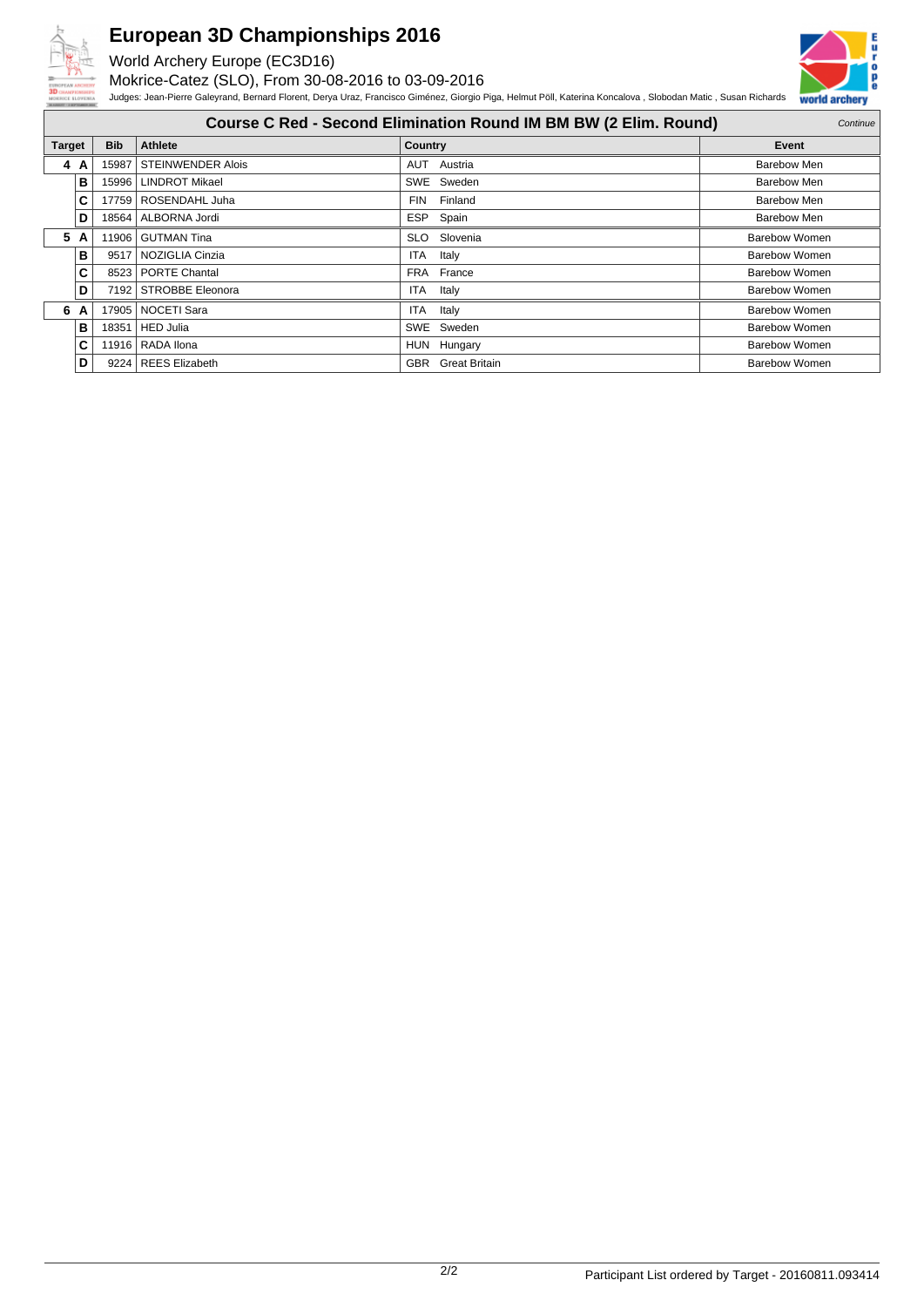# European 3D Championships 2016

World Archery Europe (EC3D16)

Mokrice-Catez (SLO), From 30-08-2016 to 03-09-2016

Judges: Jean-Pierre Galeyrand, Bernard Florent, Derya Uraz, Francisco Giménez, Giorgio Piga, Helmut Pöll, Katerina Koncalova , Slobodan Matic , Susan Richards

## Course C Red - Second Elimination Round IM BM BW (2 Elim. Round)

*Continue*

| Target | | Bib | Athlete | Country | | Event |
|---|---|---|---|---|---|---|
| 4 | A | 15987 | STEINWENDER Alois | AUT | Austria | Barebow Men |
| | B | 15996 | LINDROT Mikael | SWE | Sweden | Barebow Men |
| | C | 17759 | ROSENDAHL Juha | FIN | Finland | Barebow Men |
| | D | 18564 | ALBORNA Jordi | ESP | Spain | Barebow Men |
| 5 | A | 11906 | GUTMAN Tina | SLO | Slovenia | Barebow Women |
| | B | 9517 | NOZIGLIA Cinzia | ITA | Italy | Barebow Women |
| | C | 8523 | PORTE Chantal | FRA | France | Barebow Women |
| | D | 7192 | STROBBE Eleonora | ITA | Italy | Barebow Women |
| 6 | A | 17905 | NOCETI Sara | ITA | Italy | Barebow Women |
| | B | 18351 | HED Julia | SWE | Sweden | Barebow Women |
| | C | 11916 | RADA Ilona | HUN | Hungary | Barebow Women |
| | D | 9224 | REES Elizabeth | GBR | Great Britain | Barebow Women |

Participant List ordered by Target - 20160811.093414